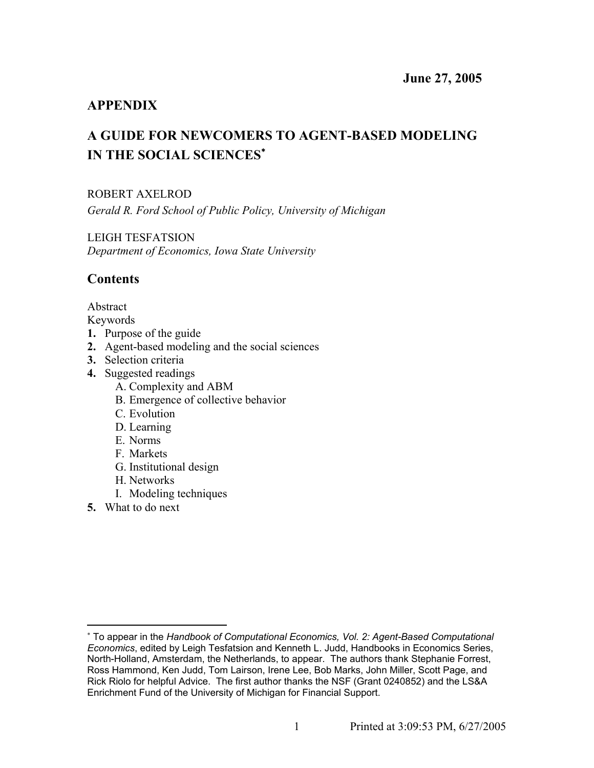**June 27, 2005**

## APPENDIX

# A GUIDE FOR NEWCOMERS TO AGENT-BASED MODELING IN THE SOCIAL SCIENCES[*]

ROBERT AXELROD
*Gerald R. Ford School of Public Policy, University of Michigan*

LEIGH TESFATSION
*Department of Economics, Iowa State University*

## Contents

Abstract
Keywords

1. Purpose of the guide
2. Agent-based modeling and the social sciences
3. Selection criteria
4. Suggested readings
   - A. Complexity and ABM
   - B. Emergence of collective behavior
   - C. Evolution
   - D. Learning
   - E. Norms
   - F. Markets
   - G. Institutional design
   - H. Networks
   - I. Modeling techniques
5. What to do next

---

[*] To appear in the *Handbook of Computational Economics, Vol. 2: Agent-Based Computational Economics*, edited by Leigh Tesfatsion and Kenneth L. Judd, Handbooks in Economics Series, North-Holland, Amsterdam, the Netherlands, to appear. The authors thank Stephanie Forrest, Ross Hammond, Ken Judd, Tom Lairson, Irene Lee, Bob Marks, John Miller, Scott Page, and Rick Riolo for helpful Advice. The first author thanks the NSF (Grant 0240852) and the LS&A Enrichment Fund of the University of Michigan for Financial Support.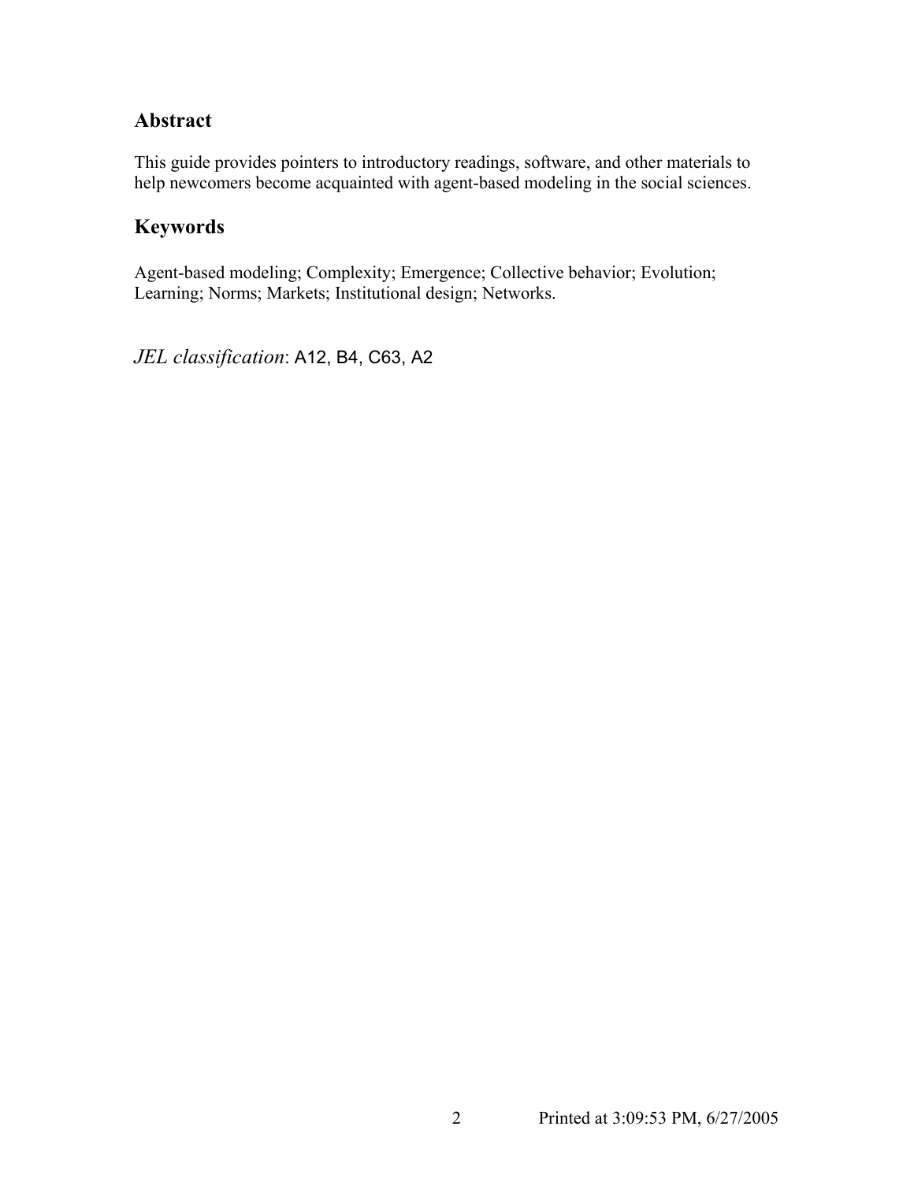## Abstract

This guide provides pointers to introductory readings, software, and other materials to help newcomers become acquainted with agent-based modeling in the social sciences.

## Keywords

Agent-based modeling; Complexity; Emergence; Collective behavior; Evolution; Learning; Norms; Markets; Institutional design; Networks.

*JEL classification*: A12, B4, C63, A2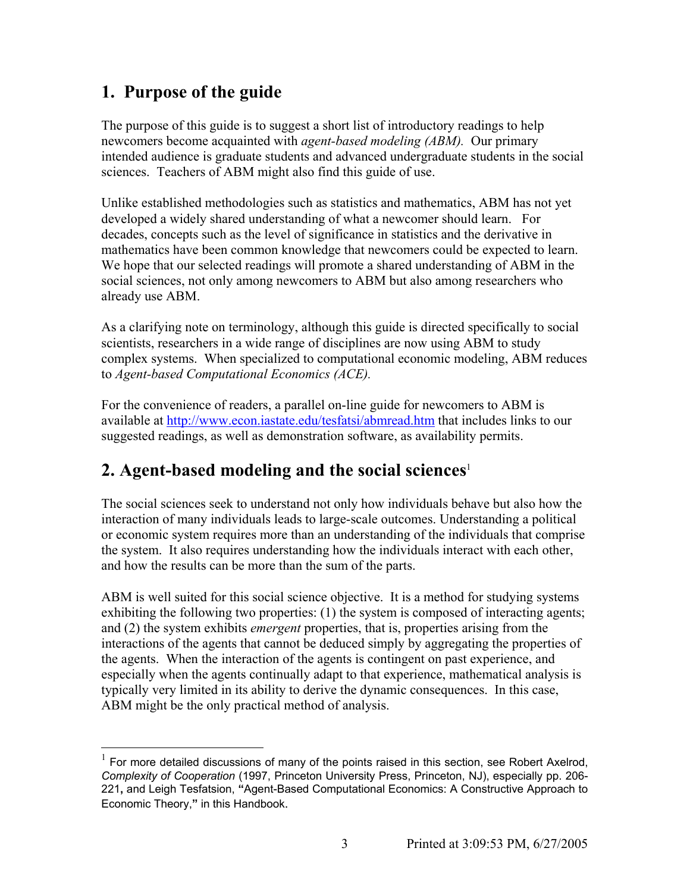## 1. Purpose of the guide

The purpose of this guide is to suggest a short list of introductory readings to help newcomers become acquainted with *agent-based modeling (ABM).* Our primary intended audience is graduate students and advanced undergraduate students in the social sciences. Teachers of ABM might also find this guide of use.

Unlike established methodologies such as statistics and mathematics, ABM has not yet developed a widely shared understanding of what a newcomer should learn. For decades, concepts such as the level of significance in statistics and the derivative in mathematics have been common knowledge that newcomers could be expected to learn. We hope that our selected readings will promote a shared understanding of ABM in the social sciences, not only among newcomers to ABM but also among researchers who already use ABM.

As a clarifying note on terminology, although this guide is directed specifically to social scientists, researchers in a wide range of disciplines are now using ABM to study complex systems. When specialized to computational economic modeling, ABM reduces to *Agent-based Computational Economics (ACE).*

For the convenience of readers, a parallel on-line guide for newcomers to ABM is available at http://www.econ.iastate.edu/tesfatsi/abmread.htm that includes links to our suggested readings, as well as demonstration software, as availability permits.

## 2. Agent-based modeling and the social sciences[1]

The social sciences seek to understand not only how individuals behave but also how the interaction of many individuals leads to large-scale outcomes. Understanding a political or economic system requires more than an understanding of the individuals that comprise the system. It also requires understanding how the individuals interact with each other, and how the results can be more than the sum of the parts.

ABM is well suited for this social science objective. It is a method for studying systems exhibiting the following two properties: (1) the system is composed of interacting agents; and (2) the system exhibits *emergent* properties, that is, properties arising from the interactions of the agents that cannot be deduced simply by aggregating the properties of the agents. When the interaction of the agents is contingent on past experience, and especially when the agents continually adapt to that experience, mathematical analysis is typically very limited in its ability to derive the dynamic consequences. In this case, ABM might be the only practical method of analysis.

---

[1] For more detailed discussions of many of the points raised in this section, see Robert Axelrod, *Complexity of Cooperation* (1997, Princeton University Press, Princeton, NJ), especially pp. 206-221**,** and Leigh Tesfatsion, **"**Agent-Based Computational Economics: A Constructive Approach to Economic Theory,**"** in this Handbook.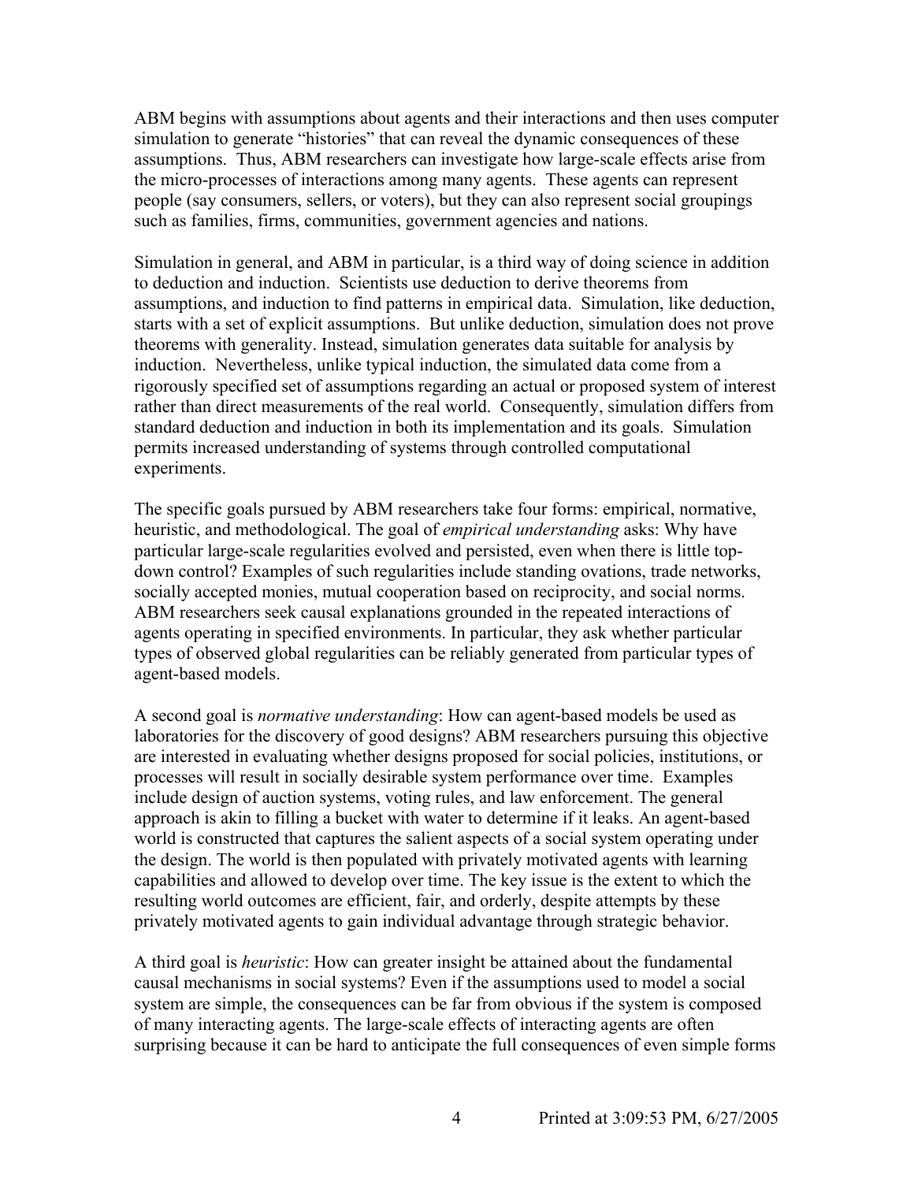ABM begins with assumptions about agents and their interactions and then uses computer simulation to generate "histories" that can reveal the dynamic consequences of these assumptions. Thus, ABM researchers can investigate how large-scale effects arise from the micro-processes of interactions among many agents. These agents can represent people (say consumers, sellers, or voters), but they can also represent social groupings such as families, firms, communities, government agencies and nations.

Simulation in general, and ABM in particular, is a third way of doing science in addition to deduction and induction. Scientists use deduction to derive theorems from assumptions, and induction to find patterns in empirical data. Simulation, like deduction, starts with a set of explicit assumptions. But unlike deduction, simulation does not prove theorems with generality. Instead, simulation generates data suitable for analysis by induction. Nevertheless, unlike typical induction, the simulated data come from a rigorously specified set of assumptions regarding an actual or proposed system of interest rather than direct measurements of the real world. Consequently, simulation differs from standard deduction and induction in both its implementation and its goals. Simulation permits increased understanding of systems through controlled computational experiments.

The specific goals pursued by ABM researchers take four forms: empirical, normative, heuristic, and methodological. The goal of *empirical understanding* asks: Why have particular large-scale regularities evolved and persisted, even when there is little top-down control? Examples of such regularities include standing ovations, trade networks, socially accepted monies, mutual cooperation based on reciprocity, and social norms. ABM researchers seek causal explanations grounded in the repeated interactions of agents operating in specified environments. In particular, they ask whether particular types of observed global regularities can be reliably generated from particular types of agent-based models.

A second goal is *normative understanding*: How can agent-based models be used as laboratories for the discovery of good designs? ABM researchers pursuing this objective are interested in evaluating whether designs proposed for social policies, institutions, or processes will result in socially desirable system performance over time. Examples include design of auction systems, voting rules, and law enforcement. The general approach is akin to filling a bucket with water to determine if it leaks. An agent-based world is constructed that captures the salient aspects of a social system operating under the design. The world is then populated with privately motivated agents with learning capabilities and allowed to develop over time. The key issue is the extent to which the resulting world outcomes are efficient, fair, and orderly, despite attempts by these privately motivated agents to gain individual advantage through strategic behavior.

A third goal is *heuristic*: How can greater insight be attained about the fundamental causal mechanisms in social systems? Even if the assumptions used to model a social system are simple, the consequences can be far from obvious if the system is composed of many interacting agents. The large-scale effects of interacting agents are often surprising because it can be hard to anticipate the full consequences of even simple forms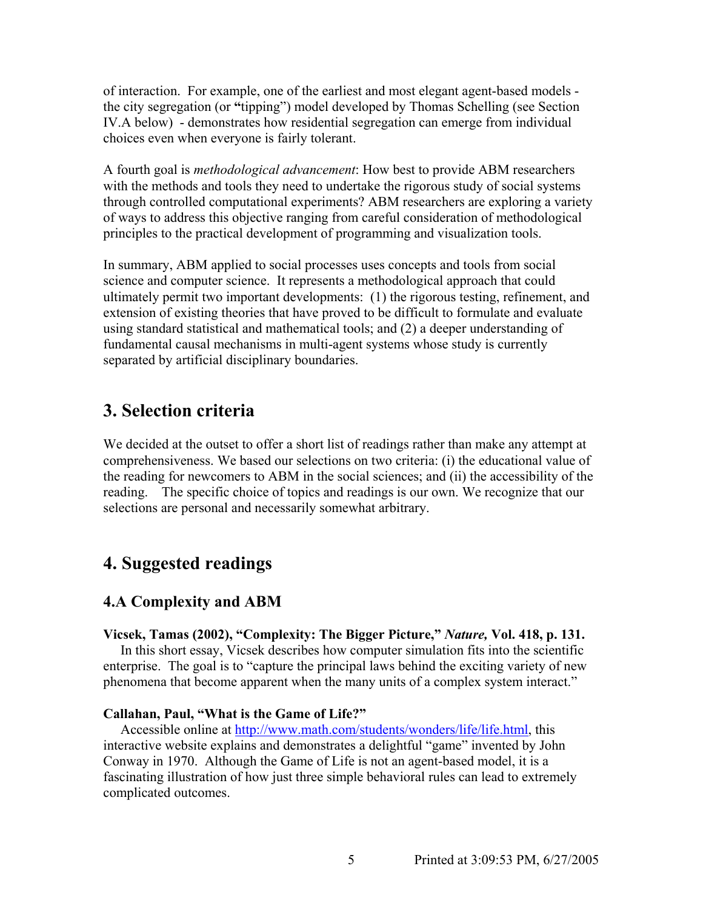of interaction. For example, one of the earliest and most elegant agent-based models - the city segregation (or **"**tipping") model developed by Thomas Schelling (see Section IV.A below) - demonstrates how residential segregation can emerge from individual choices even when everyone is fairly tolerant.

A fourth goal is *methodological advancement*: How best to provide ABM researchers with the methods and tools they need to undertake the rigorous study of social systems through controlled computational experiments? ABM researchers are exploring a variety of ways to address this objective ranging from careful consideration of methodological principles to the practical development of programming and visualization tools.

In summary, ABM applied to social processes uses concepts and tools from social science and computer science. It represents a methodological approach that could ultimately permit two important developments: (1) the rigorous testing, refinement, and extension of existing theories that have proved to be difficult to formulate and evaluate using standard statistical and mathematical tools; and (2) a deeper understanding of fundamental causal mechanisms in multi-agent systems whose study is currently separated by artificial disciplinary boundaries.

## 3. Selection criteria

We decided at the outset to offer a short list of readings rather than make any attempt at comprehensiveness. We based our selections on two criteria: (i) the educational value of the reading for newcomers to ABM in the social sciences; and (ii) the accessibility of the reading. The specific choice of topics and readings is our own. We recognize that our selections are personal and necessarily somewhat arbitrary.

## 4. Suggested readings

### 4.A Complexity and ABM

**Vicsek, Tamas (2002), "Complexity: The Bigger Picture,"** ***Nature,*** **Vol. 418, p. 131.**
In this short essay, Vicsek describes how computer simulation fits into the scientific enterprise. The goal is to "capture the principal laws behind the exciting variety of new phenomena that become apparent when the many units of a complex system interact."

**Callahan, Paul, "What is the Game of Life?"**
Accessible online at http://www.math.com/students/wonders/life/life.html, this interactive website explains and demonstrates a delightful "game" invented by John Conway in 1970. Although the Game of Life is not an agent-based model, it is a fascinating illustration of how just three simple behavioral rules can lead to extremely complicated outcomes.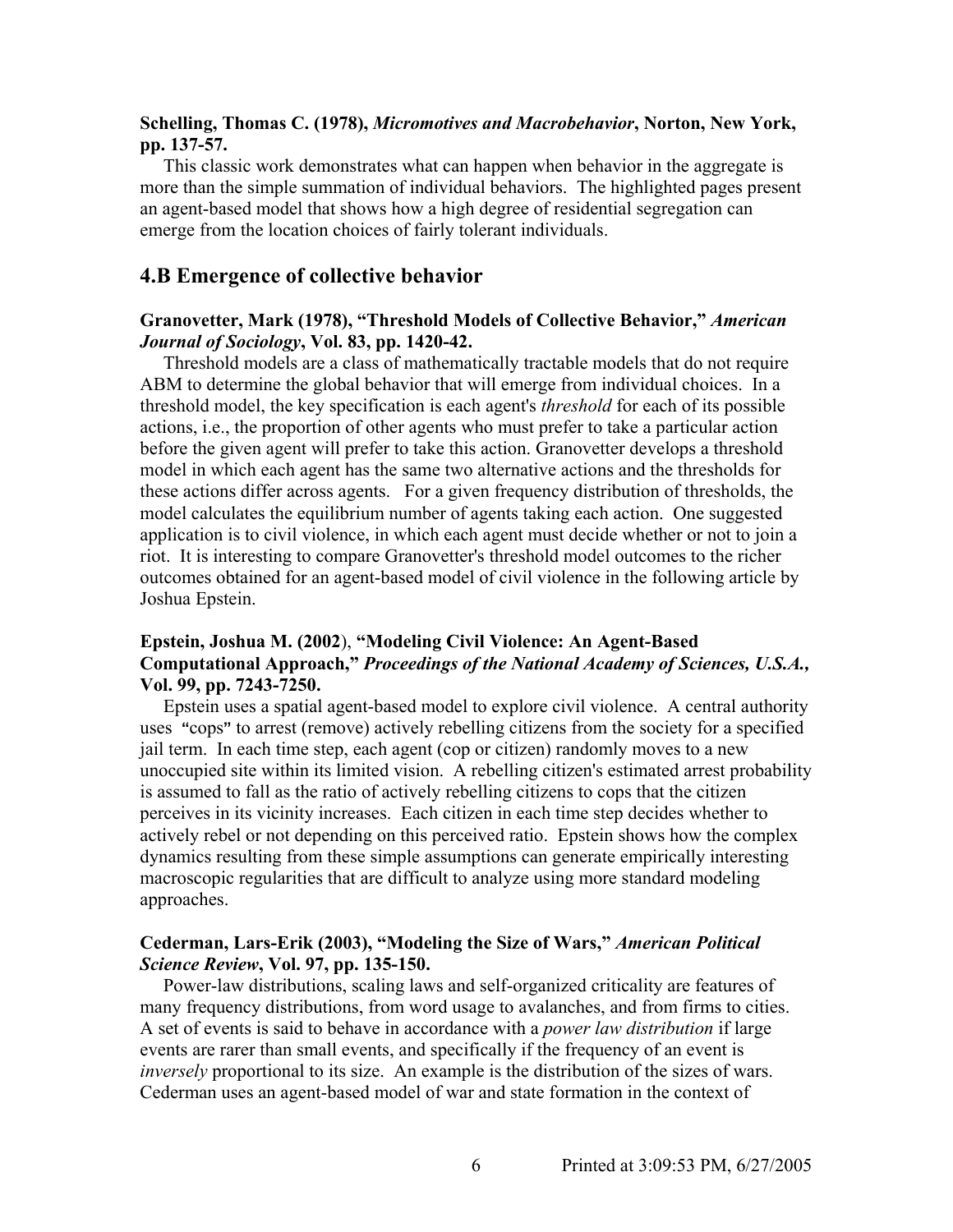**Schelling, Thomas C. (1978), *Micromotives and Macrobehavior*, Norton, New York, pp. 137-57.**

This classic work demonstrates what can happen when behavior in the aggregate is more than the simple summation of individual behaviors. The highlighted pages present an agent-based model that shows how a high degree of residential segregation can emerge from the location choices of fairly tolerant individuals.

## 4.B Emergence of collective behavior

**Granovetter, Mark (1978), "Threshold Models of Collective Behavior," *American Journal of Sociology*, Vol. 83, pp. 1420-42.**

Threshold models are a class of mathematically tractable models that do not require ABM to determine the global behavior that will emerge from individual choices. In a threshold model, the key specification is each agent's *threshold* for each of its possible actions, i.e., the proportion of other agents who must prefer to take a particular action before the given agent will prefer to take this action. Granovetter develops a threshold model in which each agent has the same two alternative actions and the thresholds for these actions differ across agents. For a given frequency distribution of thresholds, the model calculates the equilibrium number of agents taking each action. One suggested application is to civil violence, in which each agent must decide whether or not to join a riot. It is interesting to compare Granovetter's threshold model outcomes to the richer outcomes obtained for an agent-based model of civil violence in the following article by Joshua Epstein.

**Epstein, Joshua M. (2002), "Modeling Civil Violence: An Agent-Based Computational Approach," *Proceedings of the National Academy of Sciences, U.S.A.*, Vol. 99, pp. 7243-7250.**

Epstein uses a spatial agent-based model to explore civil violence. A central authority uses "cops" to arrest (remove) actively rebelling citizens from the society for a specified jail term. In each time step, each agent (cop or citizen) randomly moves to a new unoccupied site within its limited vision. A rebelling citizen's estimated arrest probability is assumed to fall as the ratio of actively rebelling citizens to cops that the citizen perceives in its vicinity increases. Each citizen in each time step decides whether to actively rebel or not depending on this perceived ratio. Epstein shows how the complex dynamics resulting from these simple assumptions can generate empirically interesting macroscopic regularities that are difficult to analyze using more standard modeling approaches.

**Cederman, Lars-Erik (2003), "Modeling the Size of Wars," *American Political Science Review*, Vol. 97, pp. 135-150.**

Power-law distributions, scaling laws and self-organized criticality are features of many frequency distributions, from word usage to avalanches, and from firms to cities. A set of events is said to behave in accordance with a *power law distribution* if large events are rarer than small events, and specifically if the frequency of an event is *inversely* proportional to its size. An example is the distribution of the sizes of wars. Cederman uses an agent-based model of war and state formation in the context of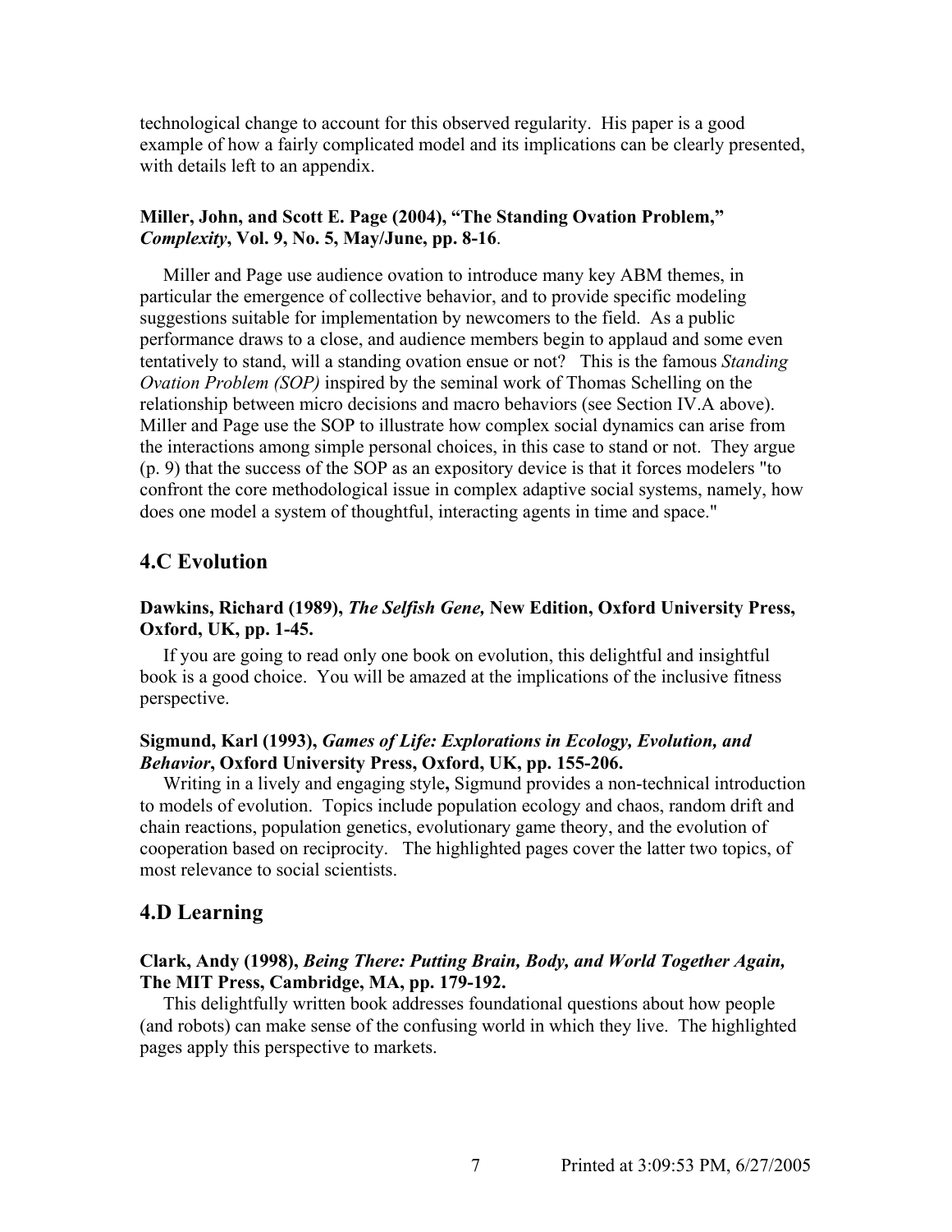technological change to account for this observed regularity. His paper is a good example of how a fairly complicated model and its implications can be clearly presented, with details left to an appendix.

**Miller, John, and Scott E. Page (2004), "The Standing Ovation Problem," *Complexity*, Vol. 9, No. 5, May/June, pp. 8-16**.

Miller and Page use audience ovation to introduce many key ABM themes, in particular the emergence of collective behavior, and to provide specific modeling suggestions suitable for implementation by newcomers to the field. As a public performance draws to a close, and audience members begin to applaud and some even tentatively to stand, will a standing ovation ensue or not? This is the famous *Standing Ovation Problem (SOP)* inspired by the seminal work of Thomas Schelling on the relationship between micro decisions and macro behaviors (see Section IV.A above). Miller and Page use the SOP to illustrate how complex social dynamics can arise from the interactions among simple personal choices, in this case to stand or not. They argue (p. 9) that the success of the SOP as an expository device is that it forces modelers "to confront the core methodological issue in complex adaptive social systems, namely, how does one model a system of thoughtful, interacting agents in time and space."

## 4.C Evolution

**Dawkins, Richard (1989), *The Selfish Gene,* New Edition, Oxford University Press, Oxford, UK, pp. 1-45.**

If you are going to read only one book on evolution, this delightful and insightful book is a good choice. You will be amazed at the implications of the inclusive fitness perspective.

**Sigmund, Karl (1993), *Games of Life: Explorations in Ecology, Evolution, and Behavior*, Oxford University Press, Oxford, UK, pp. 155-206.**

Writing in a lively and engaging style**,** Sigmund provides a non-technical introduction to models of evolution. Topics include population ecology and chaos, random drift and chain reactions, population genetics, evolutionary game theory, and the evolution of cooperation based on reciprocity. The highlighted pages cover the latter two topics, of most relevance to social scientists.

## 4.D Learning

**Clark, Andy (1998), *Being There: Putting Brain, Body, and World Together Again,* The MIT Press, Cambridge, MA, pp. 179-192.**

This delightfully written book addresses foundational questions about how people (and robots) can make sense of the confusing world in which they live. The highlighted pages apply this perspective to markets.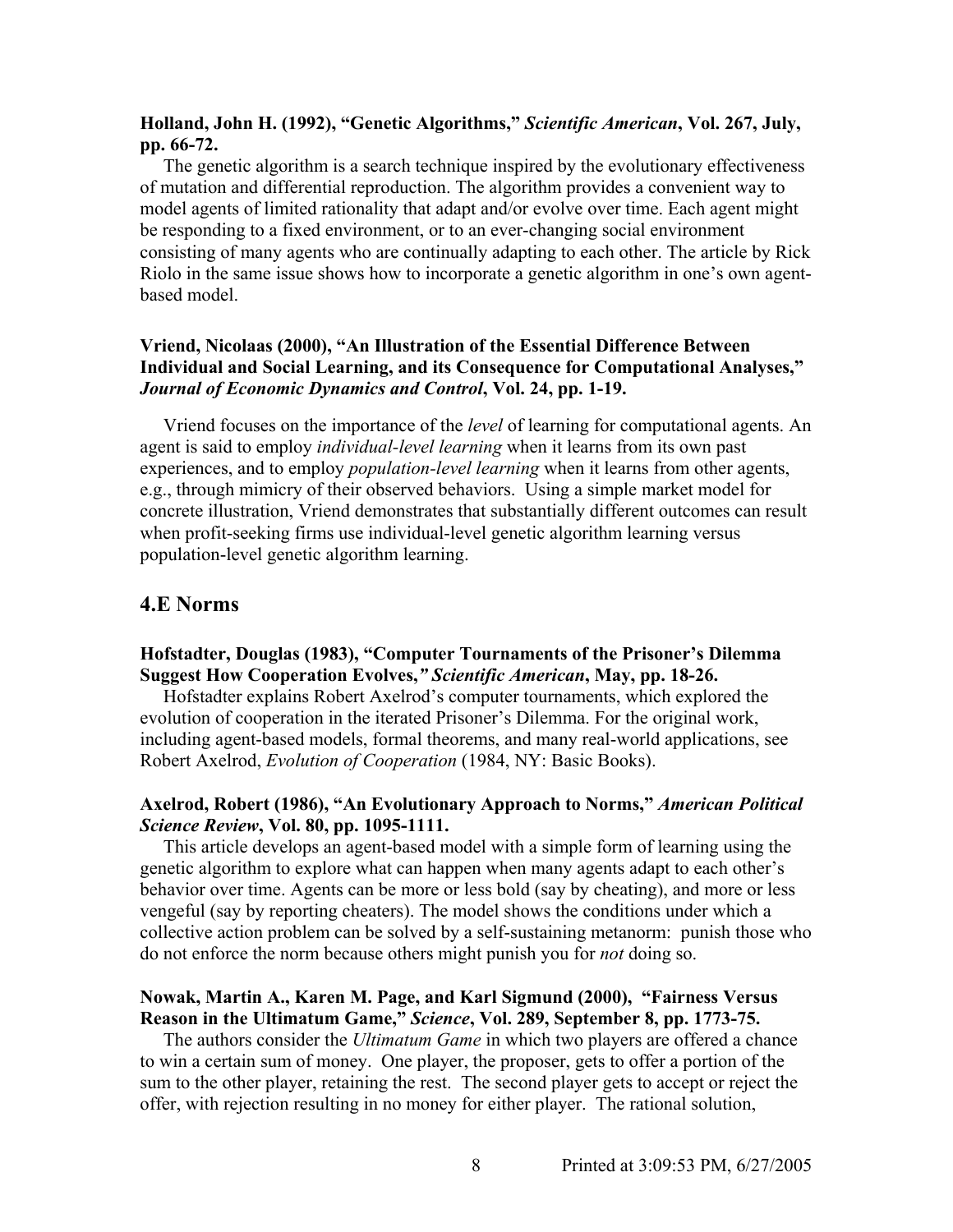**Holland, John H. (1992), "Genetic Algorithms," *Scientific American*, Vol. 267, July, pp. 66-72.**

The genetic algorithm is a search technique inspired by the evolutionary effectiveness of mutation and differential reproduction. The algorithm provides a convenient way to model agents of limited rationality that adapt and/or evolve over time. Each agent might be responding to a fixed environment, or to an ever-changing social environment consisting of many agents who are continually adapting to each other. The article by Rick Riolo in the same issue shows how to incorporate a genetic algorithm in one's own agent-based model.

**Vriend, Nicolaas (2000), "An Illustration of the Essential Difference Between Individual and Social Learning, and its Consequence for Computational Analyses," *Journal of Economic Dynamics and Control*, Vol. 24, pp. 1-19.**

Vriend focuses on the importance of the *level* of learning for computational agents. An agent is said to employ *individual-level learning* when it learns from its own past experiences, and to employ *population-level learning* when it learns from other agents, e.g., through mimicry of their observed behaviors. Using a simple market model for concrete illustration, Vriend demonstrates that substantially different outcomes can result when profit-seeking firms use individual-level genetic algorithm learning versus population-level genetic algorithm learning.

## 4.E Norms

**Hofstadter, Douglas (1983), "Computer Tournaments of the Prisoner's Dilemma Suggest How Cooperation Evolves," *Scientific American*, May, pp. 18-26.**

Hofstadter explains Robert Axelrod's computer tournaments, which explored the evolution of cooperation in the iterated Prisoner's Dilemma. For the original work, including agent-based models, formal theorems, and many real-world applications, see Robert Axelrod, *Evolution of Cooperation* (1984, NY: Basic Books).

**Axelrod, Robert (1986), "An Evolutionary Approach to Norms," *American Political Science Review*, Vol. 80, pp. 1095-1111.**

This article develops an agent-based model with a simple form of learning using the genetic algorithm to explore what can happen when many agents adapt to each other's behavior over time. Agents can be more or less bold (say by cheating), and more or less vengeful (say by reporting cheaters). The model shows the conditions under which a collective action problem can be solved by a self-sustaining metanorm: punish those who do not enforce the norm because others might punish you for *not* doing so.

**Nowak, Martin A., Karen M. Page, and Karl Sigmund (2000), "Fairness Versus Reason in the Ultimatum Game," *Science*, Vol. 289, September 8, pp. 1773-75.**

The authors consider the *Ultimatum Game* in which two players are offered a chance to win a certain sum of money. One player, the proposer, gets to offer a portion of the sum to the other player, retaining the rest. The second player gets to accept or reject the offer, with rejection resulting in no money for either player. The rational solution,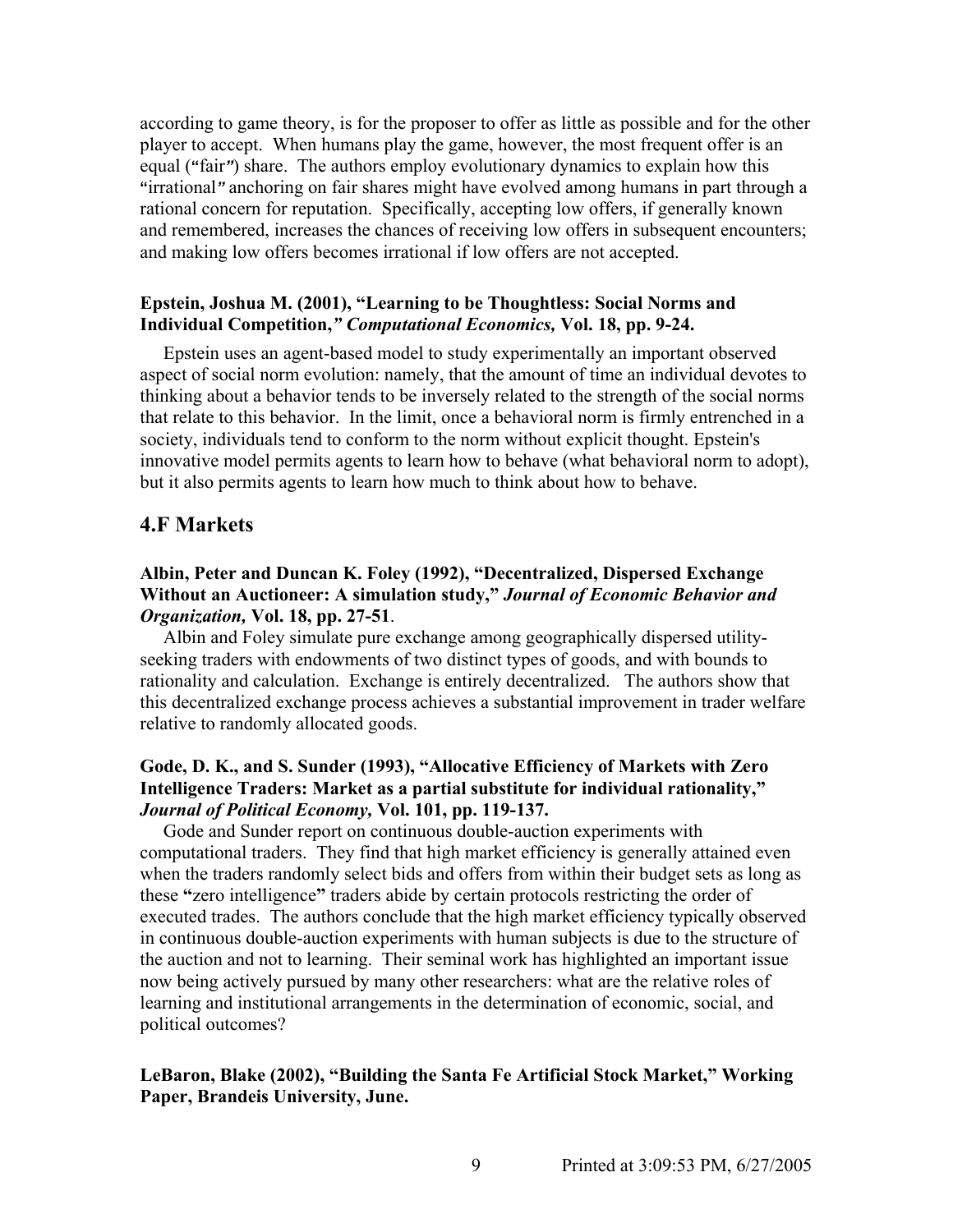according to game theory, is for the proposer to offer as little as possible and for the other player to accept. When humans play the game, however, the most frequent offer is an equal ("fair") share. The authors employ evolutionary dynamics to explain how this "irrational" anchoring on fair shares might have evolved among humans in part through a rational concern for reputation. Specifically, accepting low offers, if generally known and remembered, increases the chances of receiving low offers in subsequent encounters; and making low offers becomes irrational if low offers are not accepted.

**Epstein, Joshua M. (2001), "Learning to be Thoughtless: Social Norms and Individual Competition," *Computational Economics,* Vol. 18, pp. 9-24.**

Epstein uses an agent-based model to study experimentally an important observed aspect of social norm evolution: namely, that the amount of time an individual devotes to thinking about a behavior tends to be inversely related to the strength of the social norms that relate to this behavior. In the limit, once a behavioral norm is firmly entrenched in a society, individuals tend to conform to the norm without explicit thought. Epstein's innovative model permits agents to learn how to behave (what behavioral norm to adopt), but it also permits agents to learn how much to think about how to behave.

## 4.F Markets

**Albin, Peter and Duncan K. Foley (1992), "Decentralized, Dispersed Exchange Without an Auctioneer: A simulation study," *Journal of Economic Behavior and Organization,* Vol. 18, pp. 27-51**.

Albin and Foley simulate pure exchange among geographically dispersed utility-seeking traders with endowments of two distinct types of goods, and with bounds to rationality and calculation. Exchange is entirely decentralized. The authors show that this decentralized exchange process achieves a substantial improvement in trader welfare relative to randomly allocated goods.

**Gode, D. K., and S. Sunder (1993), "Allocative Efficiency of Markets with Zero Intelligence Traders: Market as a partial substitute for individual rationality," *Journal of Political Economy,* Vol. 101, pp. 119-137.**

Gode and Sunder report on continuous double-auction experiments with computational traders. They find that high market efficiency is generally attained even when the traders randomly select bids and offers from within their budget sets as long as these "zero intelligence" traders abide by certain protocols restricting the order of executed trades. The authors conclude that the high market efficiency typically observed in continuous double-auction experiments with human subjects is due to the structure of the auction and not to learning. Their seminal work has highlighted an important issue now being actively pursued by many other researchers: what are the relative roles of learning and institutional arrangements in the determination of economic, social, and political outcomes?

**LeBaron, Blake (2002), "Building the Santa Fe Artificial Stock Market," Working Paper, Brandeis University, June.**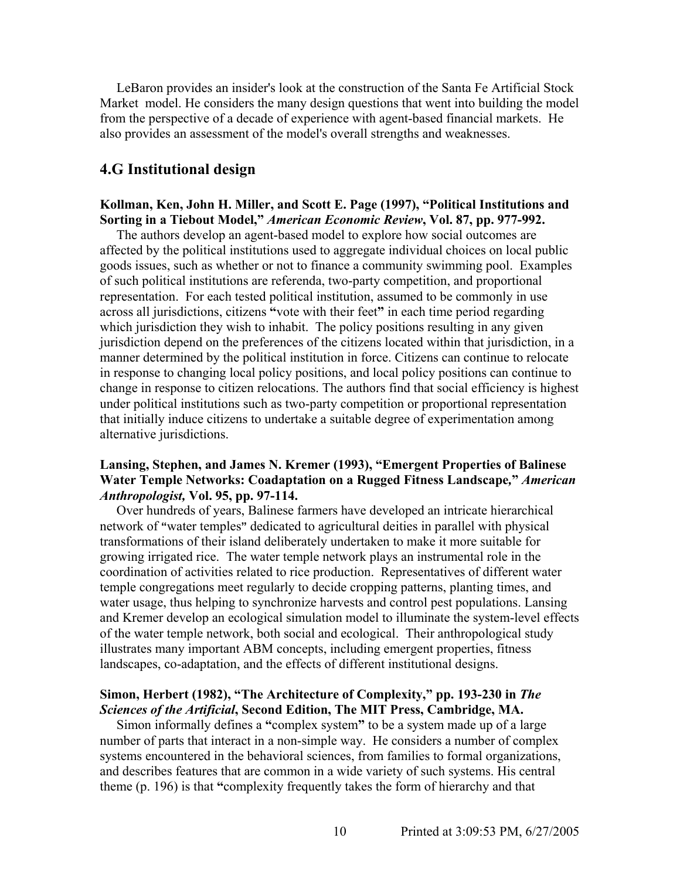LeBaron provides an insider's look at the construction of the Santa Fe Artificial Stock Market model. He considers the many design questions that went into building the model from the perspective of a decade of experience with agent-based financial markets. He also provides an assessment of the model's overall strengths and weaknesses.

## 4.G Institutional design

**Kollman, Ken, John H. Miller, and Scott E. Page (1997), "Political Institutions and Sorting in a Tiebout Model,"** ***American Economic Review*****, Vol. 87, pp. 977-992.**

The authors develop an agent-based model to explore how social outcomes are affected by the political institutions used to aggregate individual choices on local public goods issues, such as whether or not to finance a community swimming pool. Examples of such political institutions are referenda, two-party competition, and proportional representation. For each tested political institution, assumed to be commonly in use across all jurisdictions, citizens "vote with their feet" in each time period regarding which jurisdiction they wish to inhabit. The policy positions resulting in any given jurisdiction depend on the preferences of the citizens located within that jurisdiction, in a manner determined by the political institution in force. Citizens can continue to relocate in response to changing local policy positions, and local policy positions can continue to change in response to citizen relocations. The authors find that social efficiency is highest under political institutions such as two-party competition or proportional representation that initially induce citizens to undertake a suitable degree of experimentation among alternative jurisdictions.

**Lansing, Stephen, and James N. Kremer (1993), "Emergent Properties of Balinese Water Temple Networks: Coadaptation on a Rugged Fitness Landscape,"** ***American Anthropologist,*** **Vol. 95, pp. 97-114.**

Over hundreds of years, Balinese farmers have developed an intricate hierarchical network of "water temples" dedicated to agricultural deities in parallel with physical transformations of their island deliberately undertaken to make it more suitable for growing irrigated rice. The water temple network plays an instrumental role in the coordination of activities related to rice production. Representatives of different water temple congregations meet regularly to decide cropping patterns, planting times, and water usage, thus helping to synchronize harvests and control pest populations. Lansing and Kremer develop an ecological simulation model to illuminate the system-level effects of the water temple network, both social and ecological. Their anthropological study illustrates many important ABM concepts, including emergent properties, fitness landscapes, co-adaptation, and the effects of different institutional designs.

**Simon, Herbert (1982), "The Architecture of Complexity," pp. 193-230 in** ***The Sciences of the Artificial*****, Second Edition, The MIT Press, Cambridge, MA.**

Simon informally defines a "complex system" to be a system made up of a large number of parts that interact in a non-simple way. He considers a number of complex systems encountered in the behavioral sciences, from families to formal organizations, and describes features that are common in a wide variety of such systems. His central theme (p. 196) is that "complexity frequently takes the form of hierarchy and that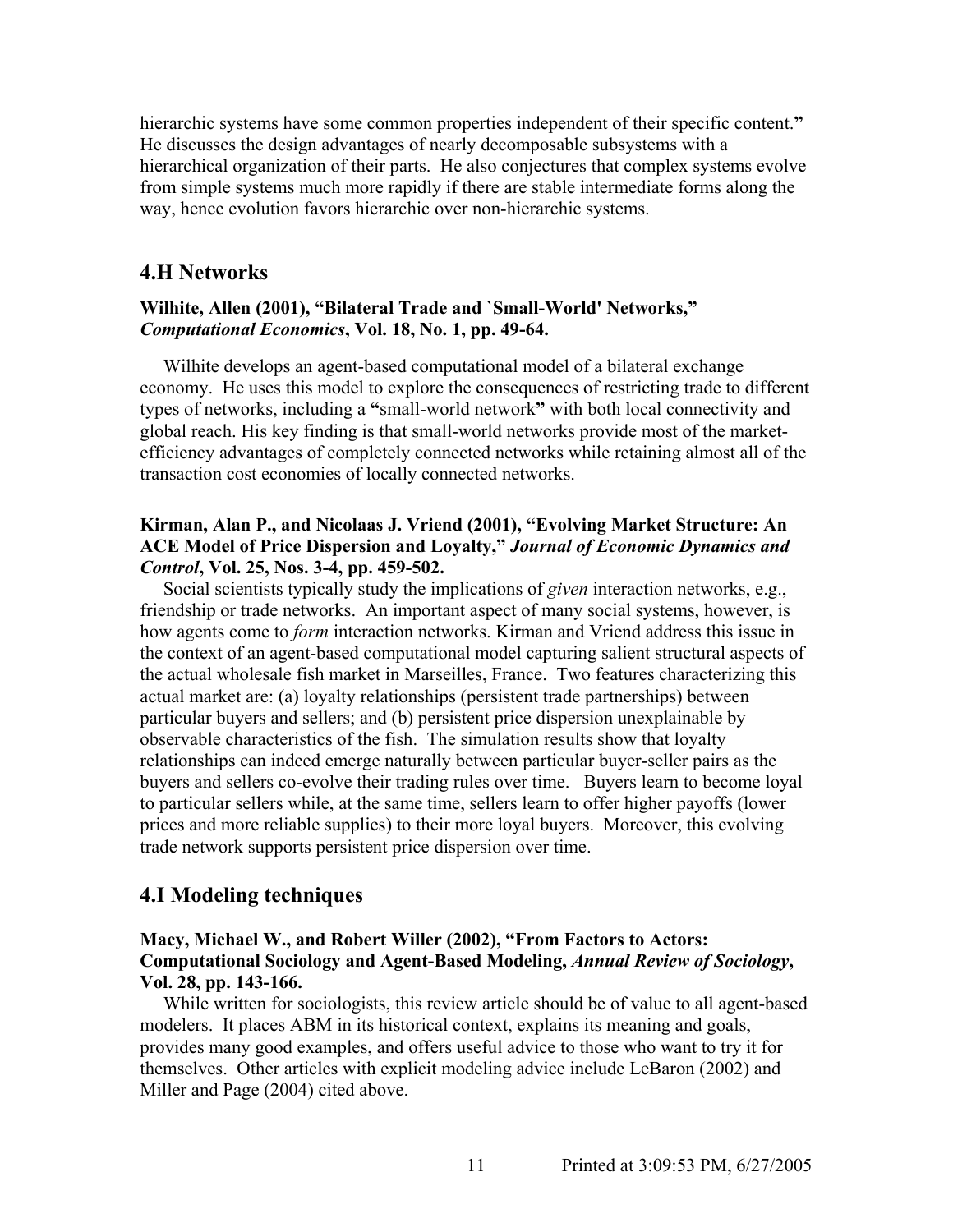hierarchic systems have some common properties independent of their specific content." He discusses the design advantages of nearly decomposable subsystems with a hierarchical organization of their parts. He also conjectures that complex systems evolve from simple systems much more rapidly if there are stable intermediate forms along the way, hence evolution favors hierarchic over non-hierarchic systems.

## 4.H Networks

**Wilhite, Allen (2001), "Bilateral Trade and `Small-World' Networks," *Computational Economics*, Vol. 18, No. 1, pp. 49-64.**

Wilhite develops an agent-based computational model of a bilateral exchange economy. He uses this model to explore the consequences of restricting trade to different types of networks, including a "small-world network" with both local connectivity and global reach. His key finding is that small-world networks provide most of the market-efficiency advantages of completely connected networks while retaining almost all of the transaction cost economies of locally connected networks.

**Kirman, Alan P., and Nicolaas J. Vriend (2001), "Evolving Market Structure: An ACE Model of Price Dispersion and Loyalty," *Journal of Economic Dynamics and Control*, Vol. 25, Nos. 3-4, pp. 459-502.**

Social scientists typically study the implications of *given* interaction networks, e.g., friendship or trade networks. An important aspect of many social systems, however, is how agents come to *form* interaction networks. Kirman and Vriend address this issue in the context of an agent-based computational model capturing salient structural aspects of the actual wholesale fish market in Marseilles, France. Two features characterizing this actual market are: (a) loyalty relationships (persistent trade partnerships) between particular buyers and sellers; and (b) persistent price dispersion unexplainable by observable characteristics of the fish. The simulation results show that loyalty relationships can indeed emerge naturally between particular buyer-seller pairs as the buyers and sellers co-evolve their trading rules over time. Buyers learn to become loyal to particular sellers while, at the same time, sellers learn to offer higher payoffs (lower prices and more reliable supplies) to their more loyal buyers. Moreover, this evolving trade network supports persistent price dispersion over time.

## 4.I Modeling techniques

**Macy, Michael W., and Robert Willer (2002), "From Factors to Actors: Computational Sociology and Agent-Based Modeling, *Annual Review of Sociology*, Vol. 28, pp. 143-166.**

While written for sociologists, this review article should be of value to all agent-based modelers. It places ABM in its historical context, explains its meaning and goals, provides many good examples, and offers useful advice to those who want to try it for themselves. Other articles with explicit modeling advice include LeBaron (2002) and Miller and Page (2004) cited above.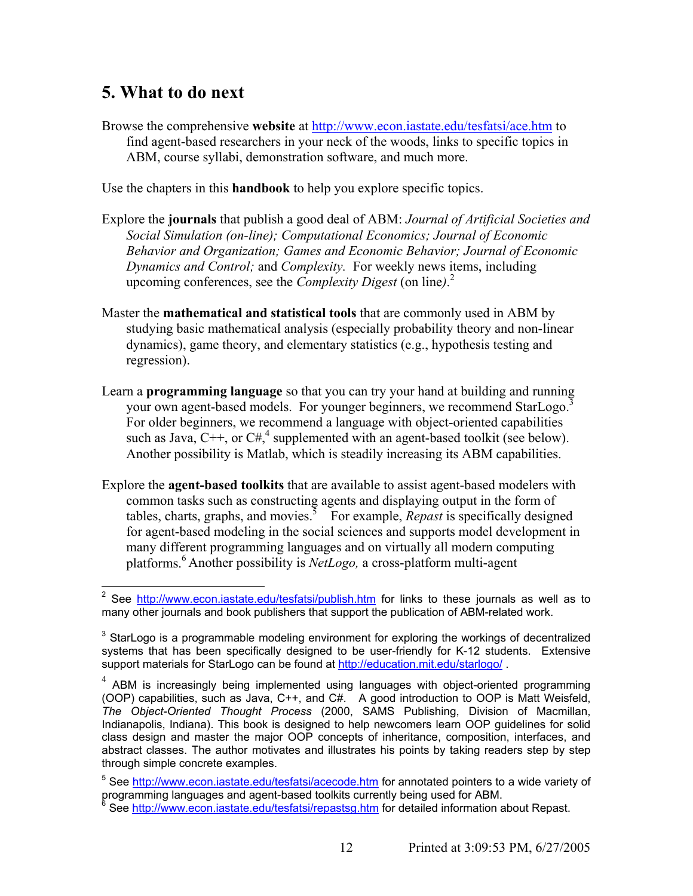## 5. What to do next

Browse the comprehensive **website** at http://www.econ.iastate.edu/tesfatsi/ace.htm to find agent-based researchers in your neck of the woods, links to specific topics in ABM, course syllabi, demonstration software, and much more.

Use the chapters in this **handbook** to help you explore specific topics.

Explore the **journals** that publish a good deal of ABM: *Journal of Artificial Societies and Social Simulation (on-line); Computational Economics; Journal of Economic Behavior and Organization; Games and Economic Behavior; Journal of Economic Dynamics and Control;* and *Complexity.* For weekly news items, including upcoming conferences, see the *Complexity Digest* (on line).[2]

Master the **mathematical and statistical tools** that are commonly used in ABM by studying basic mathematical analysis (especially probability theory and non-linear dynamics), game theory, and elementary statistics (e.g., hypothesis testing and regression).

Learn a **programming language** so that you can try your hand at building and running your own agent-based models. For younger beginners, we recommend StarLogo.[3] For older beginners, we recommend a language with object-oriented capabilities such as Java, C++, or C#,[4] supplemented with an agent-based toolkit (see below). Another possibility is Matlab, which is steadily increasing its ABM capabilities.

Explore the **agent-based toolkits** that are available to assist agent-based modelers with common tasks such as constructing agents and displaying output in the form of tables, charts, graphs, and movies.[5] For example, *Repast* is specifically designed for agent-based modeling in the social sciences and supports model development in many different programming languages and on virtually all modern computing platforms.[6] Another possibility is *NetLogo,* a cross-platform multi-agent

---

[2] See http://www.econ.iastate.edu/tesfatsi/publish.htm for links to these journals as well as to many other journals and book publishers that support the publication of ABM-related work.

[3] StarLogo is a programmable modeling environment for exploring the workings of decentralized systems that has been specifically designed to be user-friendly for K-12 students. Extensive support materials for StarLogo can be found at http://education.mit.edu/starlogo/ .

[4] ABM is increasingly being implemented using languages with object-oriented programming (OOP) capabilities, such as Java, C++, and C#. A good introduction to OOP is Matt Weisfeld, *The Object-Oriented Thought Process* (2000, SAMS Publishing, Division of Macmillan, Indianapolis, Indiana). This book is designed to help newcomers learn OOP guidelines for solid class design and master the major OOP concepts of inheritance, composition, interfaces, and abstract classes. The author motivates and illustrates his points by taking readers step by step through simple concrete examples.

[5] See http://www.econ.iastate.edu/tesfatsi/acecode.htm for annotated pointers to a wide variety of programming languages and agent-based toolkits currently being used for ABM.

[6] See http://www.econ.iastate.edu/tesfatsi/repastsg.htm for detailed information about Repast.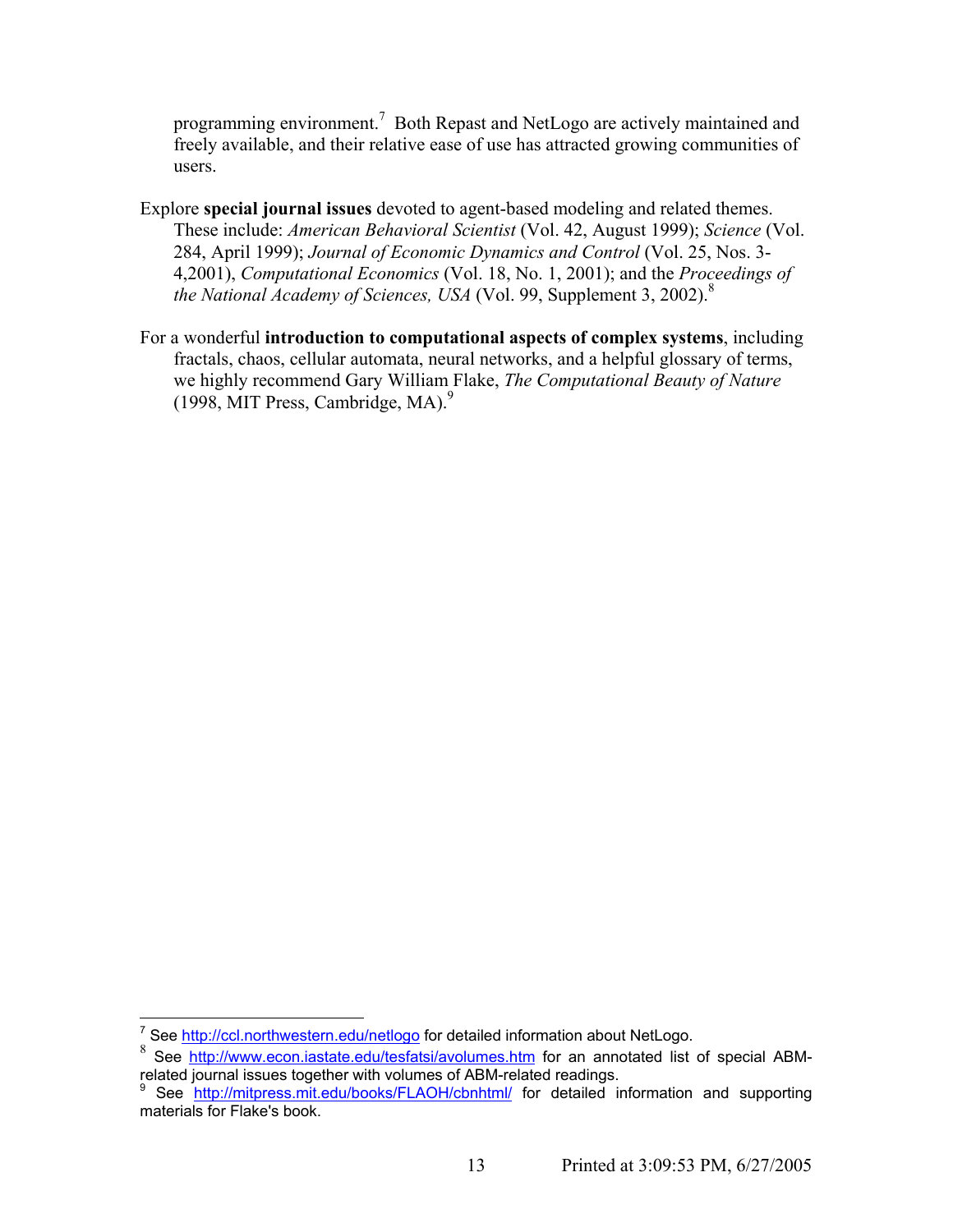programming environment.[7] Both Repast and NetLogo are actively maintained and freely available, and their relative ease of use has attracted growing communities of users.

Explore **special journal issues** devoted to agent-based modeling and related themes. These include: *American Behavioral Scientist* (Vol. 42, August 1999); *Science* (Vol. 284, April 1999); *Journal of Economic Dynamics and Control* (Vol. 25, Nos. 3-4,2001), *Computational Economics* (Vol. 18, No. 1, 2001); and the *Proceedings of the National Academy of Sciences, USA* (Vol. 99, Supplement 3, 2002).[8]

For a wonderful **introduction to computational aspects of complex systems**, including fractals, chaos, cellular automata, neural networks, and a helpful glossary of terms, we highly recommend Gary William Flake, *The Computational Beauty of Nature* (1998, MIT Press, Cambridge, MA).[9]

---

[7] See http://ccl.northwestern.edu/netlogo for detailed information about NetLogo.

[8] See http://www.econ.iastate.edu/tesfatsi/avolumes.htm for an annotated list of special ABM-related journal issues together with volumes of ABM-related readings.

[9] See http://mitpress.mit.edu/books/FLAOH/cbnhtml/ for detailed information and supporting materials for Flake's book.